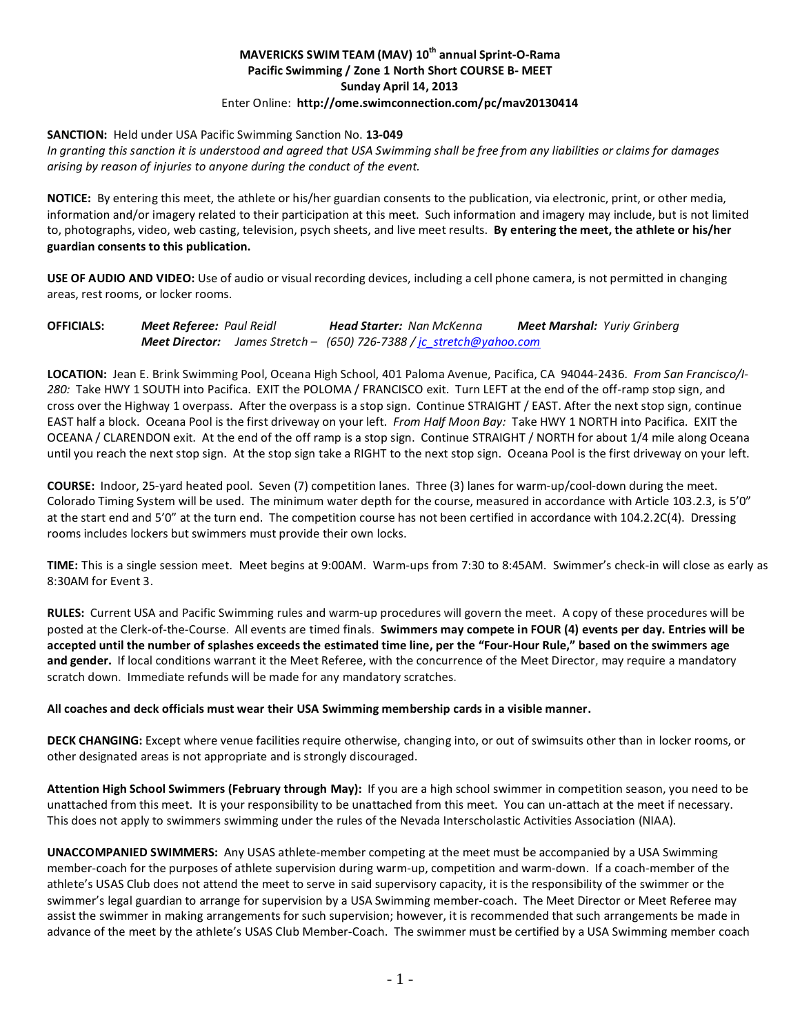# MAVERICKS SWIM TEAM (MAV) 10th annual Sprint-O-Rama

## Pacific Swimming / Zone 1 North Short COURSE B- MEET

## Sunday April 14, 2013

Enter Online: **http://ome.swimconnection.com/pc/mav20130414**

**SANCTION:** Held under USA Pacific Swimming Sanction No. **13-049**

*In granting this sanction it is understood and agreed that USA Swimming shall be free from any liabilities or claims for damages arising by reason of injuries to anyone during the conduct of the event.*

**NOTICE:** By entering this meet, the athlete or his/her guardian consents to the publication, via electronic, print, or other media, information and/or imagery related to their participation at this meet. Such information and imagery may include, but is not limited to, photographs, video, web casting, television, psych sheets, and live meet results. **By entering the meet, the athlete or his/her guardian consents to this publication.**

**USE OF AUDIO AND VIDEO:** Use of audio or visual recording devices, including a cell phone camera, is not permitted in changing areas, rest rooms, or locker rooms.

**OFFICIALS:** ***Meet Referee:*** *Paul Reidl* ***Head Starter:*** *Nan McKenna* ***Meet Marshal:*** *Yuriy Grinberg*
***Meet Director:*** *James Stretch – (650) 726-7388 / jc_stretch@yahoo.com*

**LOCATION:** Jean E. Brink Swimming Pool, Oceana High School, 401 Paloma Avenue, Pacifica, CA 94044-2436. *From San Francisco/I-280:* Take HWY 1 SOUTH into Pacifica. EXIT the POLOMA / FRANCISCO exit. Turn LEFT at the end of the off-ramp stop sign, and cross over the Highway 1 overpass. After the overpass is a stop sign. Continue STRAIGHT / EAST. After the next stop sign, continue EAST half a block. Oceana Pool is the first driveway on your left. *From Half Moon Bay:* Take HWY 1 NORTH into Pacifica. EXIT the OCEANA / CLARENDON exit. At the end of the off ramp is a stop sign. Continue STRAIGHT / NORTH for about 1/4 mile along Oceana until you reach the next stop sign. At the stop sign take a RIGHT to the next stop sign. Oceana Pool is the first driveway on your left.

**COURSE:** Indoor, 25-yard heated pool. Seven (7) competition lanes. Three (3) lanes for warm-up/cool-down during the meet. Colorado Timing System will be used. The minimum water depth for the course, measured in accordance with Article 103.2.3, is 5'0" at the start end and 5'0" at the turn end. The competition course has not been certified in accordance with 104.2.2C(4). Dressing rooms includes lockers but swimmers must provide their own locks.

**TIME:** This is a single session meet. Meet begins at 9:00AM. Warm-ups from 7:30 to 8:45AM. Swimmer's check-in will close as early as 8:30AM for Event 3.

**RULES:** Current USA and Pacific Swimming rules and warm-up procedures will govern the meet. A copy of these procedures will be posted at the Clerk-of-the-Course. All events are timed finals. **Swimmers may compete in FOUR (4) events per day. Entries will be accepted until the number of splashes exceeds the estimated time line, per the "Four-Hour Rule," based on the swimmers age and gender.** If local conditions warrant it the Meet Referee, with the concurrence of the Meet Director, may require a mandatory scratch down. Immediate refunds will be made for any mandatory scratches.

**All coaches and deck officials must wear their USA Swimming membership cards in a visible manner.**

**DECK CHANGING:** Except where venue facilities require otherwise, changing into, or out of swimsuits other than in locker rooms, or other designated areas is not appropriate and is strongly discouraged.

**Attention High School Swimmers (February through May):** If you are a high school swimmer in competition season, you need to be unattached from this meet. It is your responsibility to be unattached from this meet. You can un-attach at the meet if necessary. This does not apply to swimmers swimming under the rules of the Nevada Interscholastic Activities Association (NIAA).

**UNACCOMPANIED SWIMMERS:** Any USAS athlete-member competing at the meet must be accompanied by a USA Swimming member-coach for the purposes of athlete supervision during warm-up, competition and warm-down. If a coach-member of the athlete's USAS Club does not attend the meet to serve in said supervisory capacity, it is the responsibility of the swimmer or the swimmer's legal guardian to arrange for supervision by a USA Swimming member-coach. The Meet Director or Meet Referee may assist the swimmer in making arrangements for such supervision; however, it is recommended that such arrangements be made in advance of the meet by the athlete's USAS Club Member-Coach. The swimmer must be certified by a USA Swimming member coach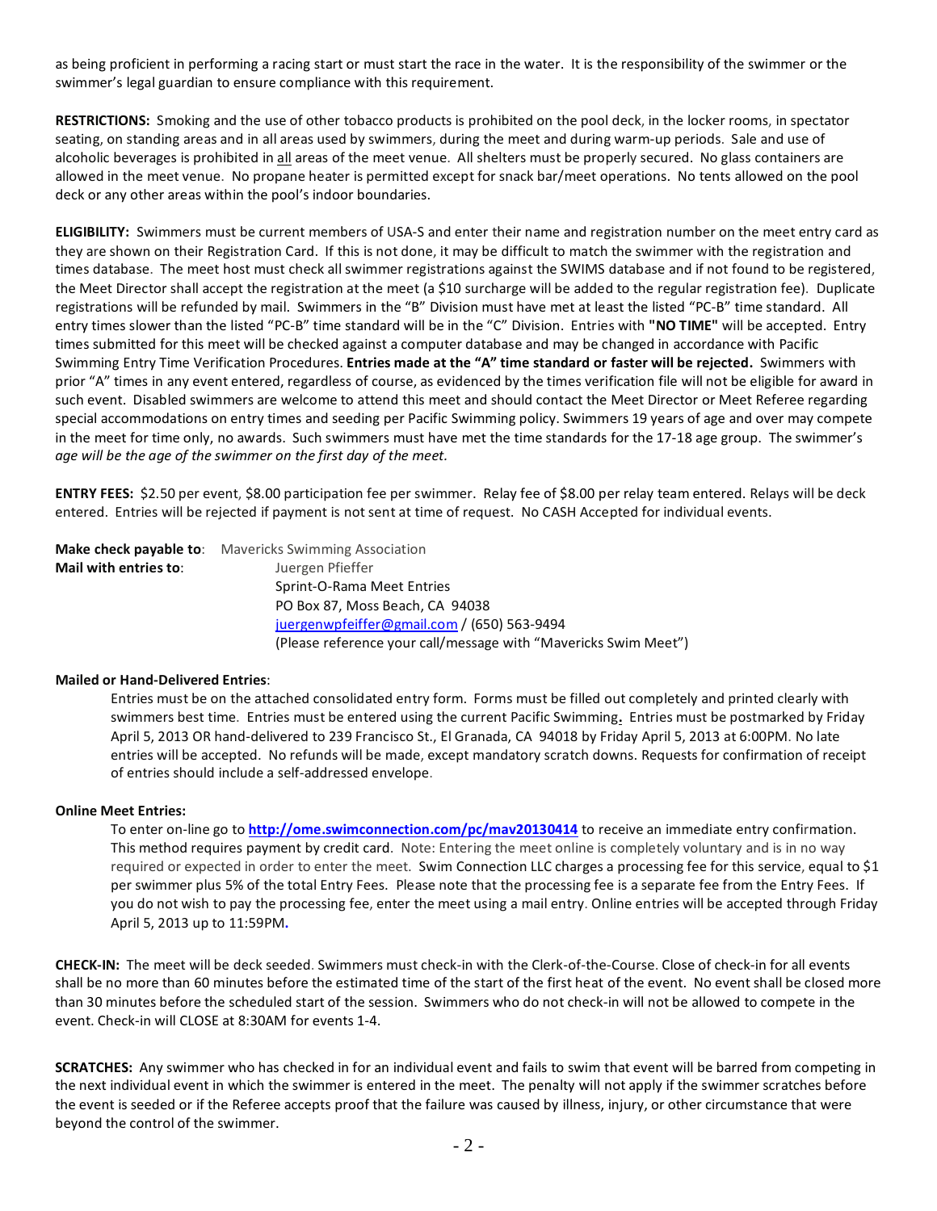as being proficient in performing a racing start or must start the race in the water. It is the responsibility of the swimmer or the swimmer's legal guardian to ensure compliance with this requirement.

**RESTRICTIONS:** Smoking and the use of other tobacco products is prohibited on the pool deck, in the locker rooms, in spectator seating, on standing areas and in all areas used by swimmers, during the meet and during warm-up periods. Sale and use of alcoholic beverages is prohibited in all areas of the meet venue. All shelters must be properly secured. No glass containers are allowed in the meet venue. No propane heater is permitted except for snack bar/meet operations. No tents allowed on the pool deck or any other areas within the pool's indoor boundaries.

**ELIGIBILITY:** Swimmers must be current members of USA-S and enter their name and registration number on the meet entry card as they are shown on their Registration Card. If this is not done, it may be difficult to match the swimmer with the registration and times database. The meet host must check all swimmer registrations against the SWIMS database and if not found to be registered, the Meet Director shall accept the registration at the meet (a $10 surcharge will be added to the regular registration fee). Duplicate registrations will be refunded by mail. Swimmers in the "B" Division must have met at least the listed "PC-B" time standard. All entry times slower than the listed "PC-B" time standard will be in the "C" Division. Entries with **"NO TIME"** will be accepted. Entry times submitted for this meet will be checked against a computer database and may be changed in accordance with Pacific Swimming Entry Time Verification Procedures. **Entries made at the "A" time standard or faster will be rejected.** Swimmers with prior "A" times in any event entered, regardless of course, as evidenced by the times verification file will not be eligible for award in such event. Disabled swimmers are welcome to attend this meet and should contact the Meet Director or Meet Referee regarding special accommodations on entry times and seeding per Pacific Swimming policy. Swimmers 19 years of age and over may compete in the meet for time only, no awards. Such swimmers must have met the time standards for the 17-18 age group. The swimmer's *age will be the age of the swimmer on the first day of the meet.*

**ENTRY FEES:** $2.50 per event, $8.00 participation fee per swimmer. Relay fee of $8.00 per relay team entered. Relays will be deck entered. Entries will be rejected if payment is not sent at time of request. No CASH Accepted for individual events.

**Make check payable to**: Mavericks Swimming Association
**Mail with entries to**: Juergen Pfieffer
Sprint-O-Rama Meet Entries
PO Box 87, Moss Beach, CA 94038
juergenwpfeiffer@gmail.com / (650) 563-9494
(Please reference your call/message with "Mavericks Swim Meet")

**Mailed or Hand-Delivered Entries**:

Entries must be on the attached consolidated entry form. Forms must be filled out completely and printed clearly with swimmers best time. Entries must be entered using the current Pacific Swimming**.** Entries must be postmarked by Friday April 5, 2013 OR hand-delivered to 239 Francisco St., El Granada, CA 94018 by Friday April 5, 2013 at 6:00PM. No late entries will be accepted. No refunds will be made, except mandatory scratch downs. Requests for confirmation of receipt of entries should include a self-addressed envelope.

**Online Meet Entries:**

To enter on-line go to **http://ome.swimconnection.com/pc/mav20130414** to receive an immediate entry confirmation. This method requires payment by credit card. Note: Entering the meet online is completely voluntary and is in no way required or expected in order to enter the meet. Swim Connection LLC charges a processing fee for this service, equal to $1 per swimmer plus 5% of the total Entry Fees. Please note that the processing fee is a separate fee from the Entry Fees. If you do not wish to pay the processing fee, enter the meet using a mail entry. Online entries will be accepted through Friday April 5, 2013 up to 11:59PM**.**

**CHECK-IN:** The meet will be deck seeded. Swimmers must check-in with the Clerk-of-the-Course. Close of check-in for all events shall be no more than 60 minutes before the estimated time of the start of the first heat of the event. No event shall be closed more than 30 minutes before the scheduled start of the session. Swimmers who do not check-in will not be allowed to compete in the event. Check-in will CLOSE at 8:30AM for events 1-4.

**SCRATCHES:** Any swimmer who has checked in for an individual event and fails to swim that event will be barred from competing in the next individual event in which the swimmer is entered in the meet. The penalty will not apply if the swimmer scratches before the event is seeded or if the Referee accepts proof that the failure was caused by illness, injury, or other circumstance that were beyond the control of the swimmer.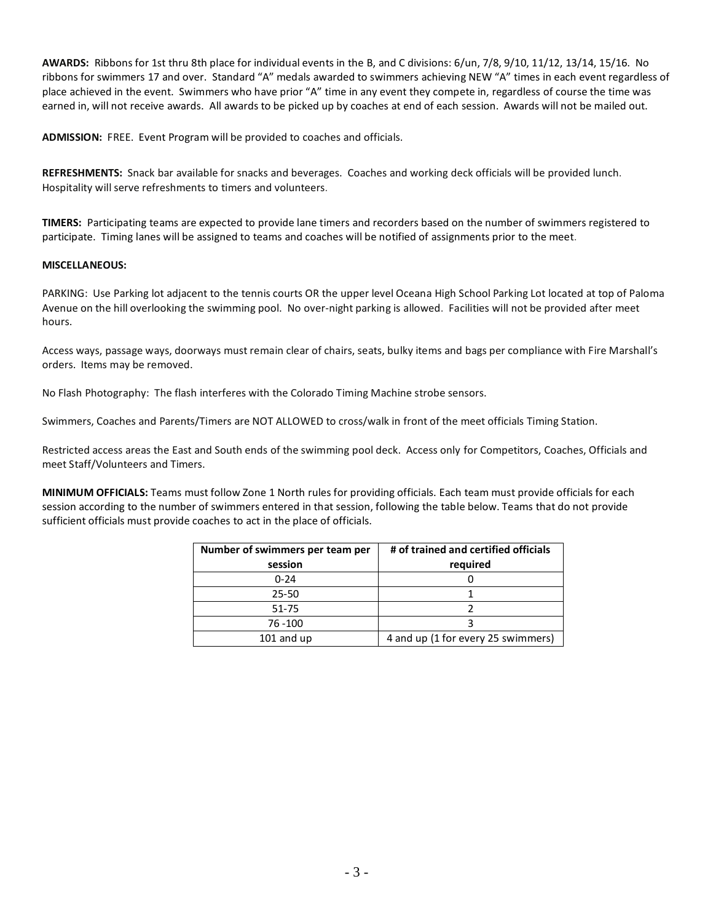**AWARDS:** Ribbons for 1st thru 8th place for individual events in the B, and C divisions: 6/un, 7/8, 9/10, 11/12, 13/14, 15/16. No ribbons for swimmers 17 and over. Standard "A" medals awarded to swimmers achieving NEW "A" times in each event regardless of place achieved in the event. Swimmers who have prior "A" time in any event they compete in, regardless of course the time was earned in, will not receive awards. All awards to be picked up by coaches at end of each session. Awards will not be mailed out.

**ADMISSION:** FREE. Event Program will be provided to coaches and officials.

**REFRESHMENTS:** Snack bar available for snacks and beverages. Coaches and working deck officials will be provided lunch. Hospitality will serve refreshments to timers and volunteers.

**TIMERS:** Participating teams are expected to provide lane timers and recorders based on the number of swimmers registered to participate. Timing lanes will be assigned to teams and coaches will be notified of assignments prior to the meet.

**MISCELLANEOUS:**

PARKING: Use Parking lot adjacent to the tennis courts OR the upper level Oceana High School Parking Lot located at top of Paloma Avenue on the hill overlooking the swimming pool. No over-night parking is allowed. Facilities will not be provided after meet hours.

Access ways, passage ways, doorways must remain clear of chairs, seats, bulky items and bags per compliance with Fire Marshall's orders. Items may be removed.

No Flash Photography: The flash interferes with the Colorado Timing Machine strobe sensors.

Swimmers, Coaches and Parents/Timers are NOT ALLOWED to cross/walk in front of the meet officials Timing Station.

Restricted access areas the East and South ends of the swimming pool deck. Access only for Competitors, Coaches, Officials and meet Staff/Volunteers and Timers.

**MINIMUM OFFICIALS:** Teams must follow Zone 1 North rules for providing officials. Each team must provide officials for each session according to the number of swimmers entered in that session, following the table below. Teams that do not provide sufficient officials must provide coaches to act in the place of officials.

| Number of swimmers per team per session | # of trained and certified officials required |
|---|---|
| 0-24 | 0 |
| 25-50 | 1 |
| 51-75 | 2 |
| 76 -100 | 3 |
| 101 and up | 4 and up (1 for every 25 swimmers) |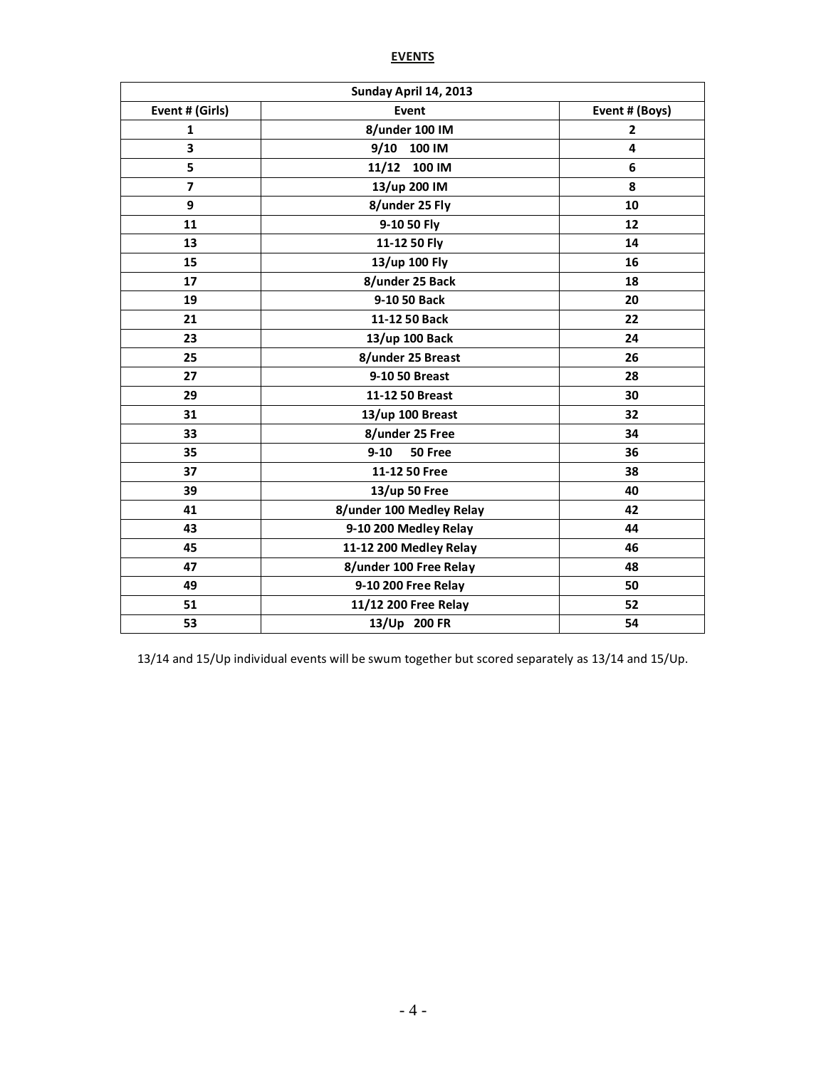**EVENTS**

| Sunday April 14, 2013 | | |
|---|---|---|
| **Event # (Girls)** | **Event** | **Event # (Boys)** |
| **1** | **8/under 100 IM** | **2** |
| **3** | **9/10 100 IM** | **4** |
| **5** | **11/12 100 IM** | **6** |
| **7** | **13/up 200 IM** | **8** |
| **9** | **8/under 25 Fly** | **10** |
| **11** | **9-10 50 Fly** | **12** |
| **13** | **11-12 50 Fly** | **14** |
| **15** | **13/up 100 Fly** | **16** |
| **17** | **8/under 25 Back** | **18** |
| **19** | **9-10 50 Back** | **20** |
| **21** | **11-12 50 Back** | **22** |
| **23** | **13/up 100 Back** | **24** |
| **25** | **8/under 25 Breast** | **26** |
| **27** | **9-10 50 Breast** | **28** |
| **29** | **11-12 50 Breast** | **30** |
| **31** | **13/up 100 Breast** | **32** |
| **33** | **8/under 25 Free** | **34** |
| **35** | **9-10 50 Free** | **36** |
| **37** | **11-12 50 Free** | **38** |
| **39** | **13/up 50 Free** | **40** |
| **41** | **8/under 100 Medley Relay** | **42** |
| **43** | **9-10 200 Medley Relay** | **44** |
| **45** | **11-12 200 Medley Relay** | **46** |
| **47** | **8/under 100 Free Relay** | **48** |
| **49** | **9-10 200 Free Relay** | **50** |
| **51** | **11/12 200 Free Relay** | **52** |
| **53** | **13/Up 200 FR** | **54** |

13/14 and 15/Up individual events will be swum together but scored separately as 13/14 and 15/Up.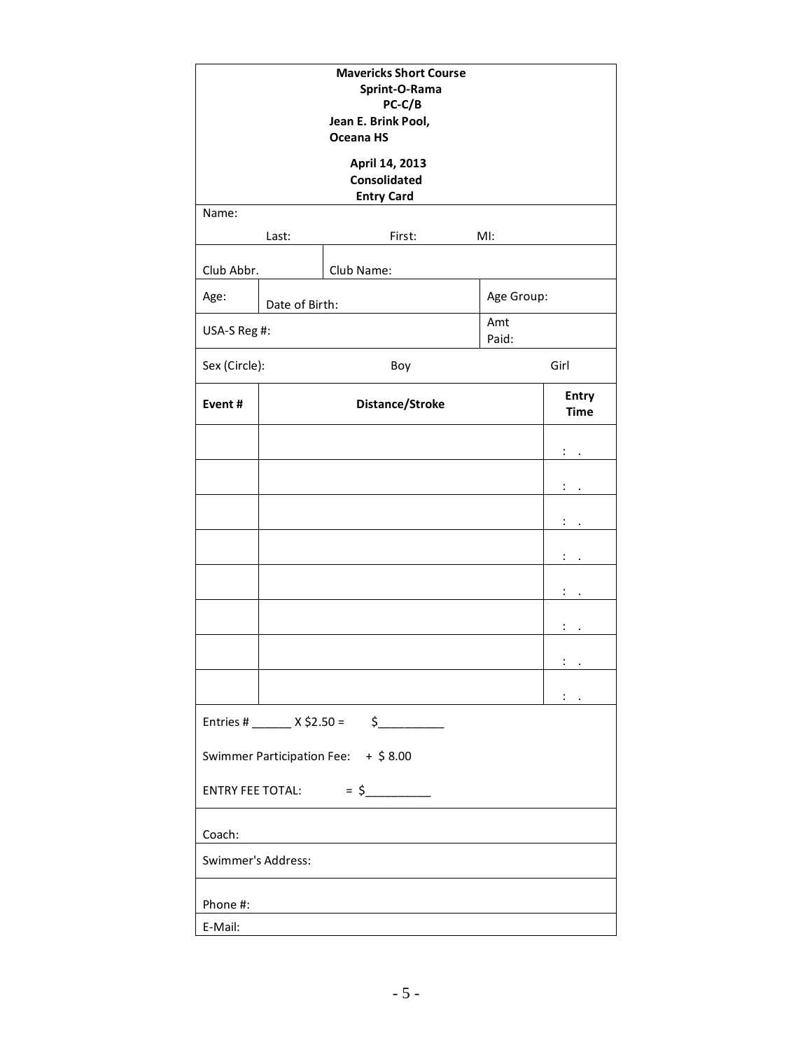**Mavericks Short Course**
**Sprint-O-Rama**
**PC-C/B**
**Jean E. Brink Pool,**
**Oceana HS**

**April 14, 2013**
**Consolidated**
**Entry Card**

Name:

Last: First: MI:

| Club Abbr. | Club Name: |
|---|---|

| Age: | Date of Birth: | Age Group: |
|---|---|---|
| USA-S Reg #: | | Amt Paid: |

Sex (Circle): Boy Girl

| Event # | Distance/Stroke | Entry Time |
|---|---|---|
| | | : . |
| | | : . |
| | | : . |
| | | : . |
| | | : . |
| | | : . |
| | | : . |
| | | : . |

Entries # ______ X $2.50 = $__________

Swimmer Participation Fee: + $ 8.00

ENTRY FEE TOTAL: = $__________

Coach:

Swimmer's Address:

Phone #:

E-Mail: